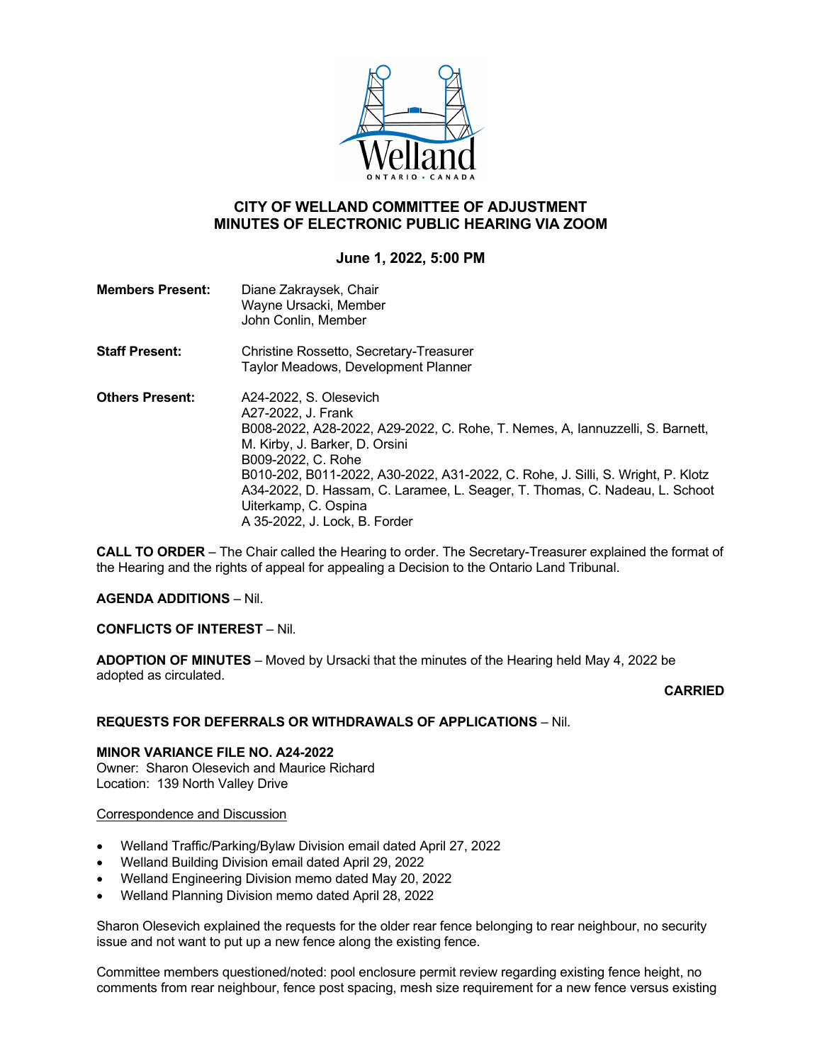# CITY OF WELLAND COMMITTEE OF ADJUSTMENT
# MINUTES OF ELECTRONIC PUBLIC HEARING VIA ZOOM

**June 1, 2022, 5:00 PM**

**Members Present:** Diane Zakraysek, Chair
Wayne Ursacki, Member
John Conlin, Member

**Staff Present:** Christine Rossetto, Secretary-Treasurer
Taylor Meadows, Development Planner

**Others Present:** A24-2022, S. Olesevich
A27-2022, J. Frank
B008-2022, A28-2022, A29-2022, C. Rohe, T. Nemes, A, Iannuzzelli, S. Barnett, M. Kirby, J. Barker, D. Orsini
B009-2022, C. Rohe
B010-202, B011-2022, A30-2022, A31-2022, C. Rohe, J. Silli, S. Wright, P. Klotz
A34-2022, D. Hassam, C. Laramee, L. Seager, T. Thomas, C. Nadeau, L. Schoot Uiterkamp, C. Ospina
A 35-2022, J. Lock, B. Forder

**CALL TO ORDER** – The Chair called the Hearing to order. The Secretary-Treasurer explained the format of the Hearing and the rights of appeal for appealing a Decision to the Ontario Land Tribunal.

**AGENDA ADDITIONS** – Nil.

**CONFLICTS OF INTEREST** – Nil.

**ADOPTION OF MINUTES** – Moved by Ursacki that the minutes of the Hearing held May 4, 2022 be adopted as circulated.

**CARRIED**

**REQUESTS FOR DEFERRALS OR WITHDRAWALS OF APPLICATIONS** – Nil.

**MINOR VARIANCE FILE NO. A24-2022**
Owner: Sharon Olesevich and Maurice Richard
Location: 139 North Valley Drive

Correspondence and Discussion

- Welland Traffic/Parking/Bylaw Division email dated April 27, 2022
- Welland Building Division email dated April 29, 2022
- Welland Engineering Division memo dated May 20, 2022
- Welland Planning Division memo dated April 28, 2022

Sharon Olesevich explained the requests for the older rear fence belonging to rear neighbour, no security issue and not want to put up a new fence along the existing fence.

Committee members questioned/noted: pool enclosure permit review regarding existing fence height, no comments from rear neighbour, fence post spacing, mesh size requirement for a new fence versus existing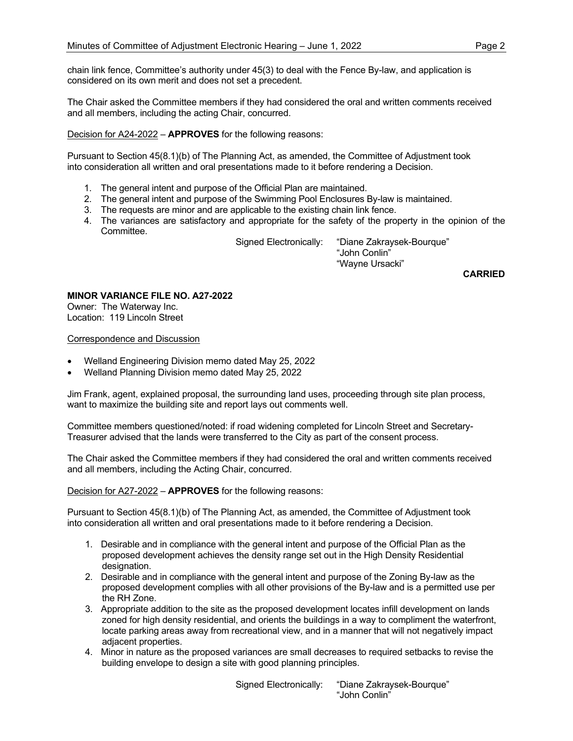chain link fence, Committee's authority under 45(3) to deal with the Fence By-law, and application is considered on its own merit and does not set a precedent.

The Chair asked the Committee members if they had considered the oral and written comments received and all members, including the acting Chair, concurred.

Decision for A24-2022 – **APPROVES** for the following reasons:

Pursuant to Section 45(8.1)(b) of The Planning Act, as amended, the Committee of Adjustment took into consideration all written and oral presentations made to it before rendering a Decision.

1. The general intent and purpose of the Official Plan are maintained.
2. The general intent and purpose of the Swimming Pool Enclosures By-law is maintained.
3. The requests are minor and are applicable to the existing chain link fence.
4. The variances are satisfactory and appropriate for the safety of the property in the opinion of the Committee.

Signed Electronically: "Diane Zakraysek-Bourque"
"John Conlin"
"Wayne Ursacki"

**CARRIED**

**MINOR VARIANCE FILE NO. A27-2022**
Owner: The Waterway Inc.
Location: 119 Lincoln Street

Correspondence and Discussion

- Welland Engineering Division memo dated May 25, 2022
- Welland Planning Division memo dated May 25, 2022

Jim Frank, agent, explained proposal, the surrounding land uses, proceeding through site plan process, want to maximize the building site and report lays out comments well.

Committee members questioned/noted: if road widening completed for Lincoln Street and Secretary-Treasurer advised that the lands were transferred to the City as part of the consent process.

The Chair asked the Committee members if they had considered the oral and written comments received and all members, including the Acting Chair, concurred.

Decision for A27-2022 – **APPROVES** for the following reasons:

Pursuant to Section 45(8.1)(b) of The Planning Act, as amended, the Committee of Adjustment took into consideration all written and oral presentations made to it before rendering a Decision.

1. Desirable and in compliance with the general intent and purpose of the Official Plan as the proposed development achieves the density range set out in the High Density Residential designation.
2. Desirable and in compliance with the general intent and purpose of the Zoning By-law as the proposed development complies with all other provisions of the By-law and is a permitted use per the RH Zone.
3. Appropriate addition to the site as the proposed development locates infill development on lands zoned for high density residential, and orients the buildings in a way to compliment the waterfront, locate parking areas away from recreational view, and in a manner that will not negatively impact adjacent properties.
4. Minor in nature as the proposed variances are small decreases to required setbacks to revise the building envelope to design a site with good planning principles.

Signed Electronically: "Diane Zakraysek-Bourque"
"John Conlin"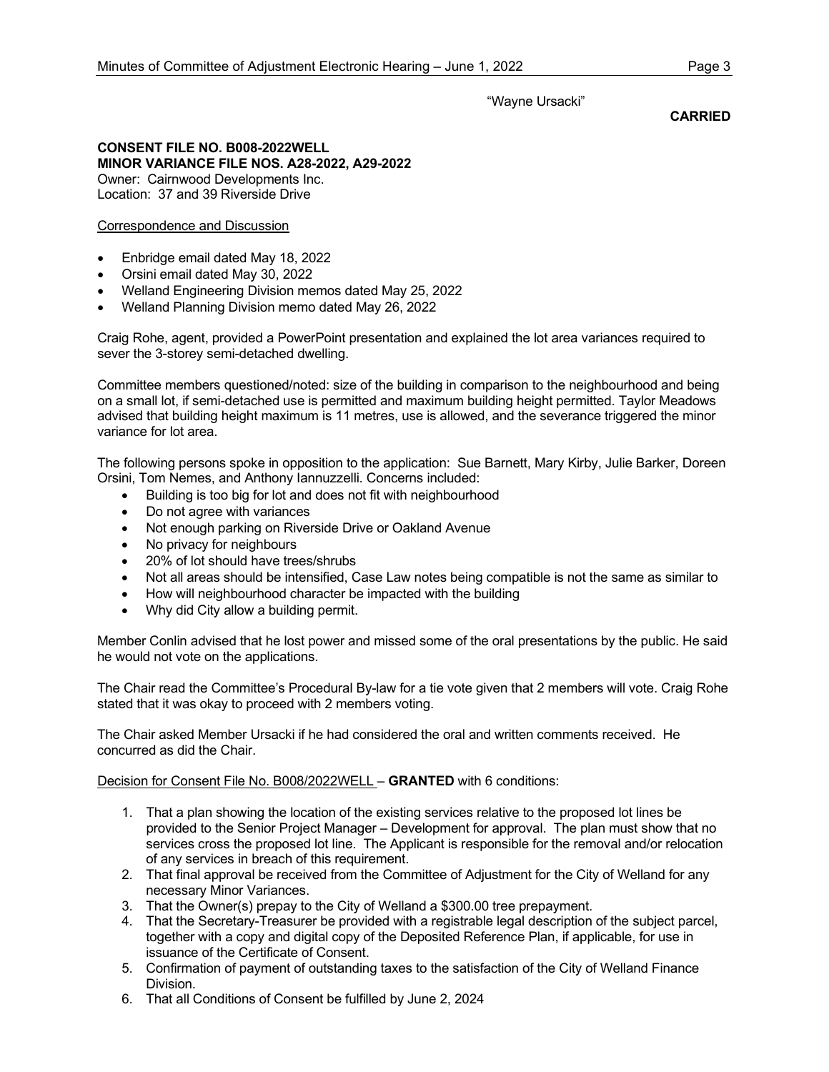"Wayne Ursacki"

**CARRIED**

**CONSENT FILE NO. B008-2022WELL**
**MINOR VARIANCE FILE NOS. A28-2022, A29-2022**
Owner: Cairnwood Developments Inc.
Location: 37 and 39 Riverside Drive

Correspondence and Discussion

- Enbridge email dated May 18, 2022
- Orsini email dated May 30, 2022
- Welland Engineering Division memos dated May 25, 2022
- Welland Planning Division memo dated May 26, 2022

Craig Rohe, agent, provided a PowerPoint presentation and explained the lot area variances required to sever the 3-storey semi-detached dwelling.

Committee members questioned/noted: size of the building in comparison to the neighbourhood and being on a small lot, if semi-detached use is permitted and maximum building height permitted. Taylor Meadows advised that building height maximum is 11 metres, use is allowed, and the severance triggered the minor variance for lot area.

The following persons spoke in opposition to the application: Sue Barnett, Mary Kirby, Julie Barker, Doreen Orsini, Tom Nemes, and Anthony Iannuzzelli. Concerns included:

- Building is too big for lot and does not fit with neighbourhood
- Do not agree with variances
- Not enough parking on Riverside Drive or Oakland Avenue
- No privacy for neighbours
- 20% of lot should have trees/shrubs
- Not all areas should be intensified, Case Law notes being compatible is not the same as similar to
- How will neighbourhood character be impacted with the building
- Why did City allow a building permit.

Member Conlin advised that he lost power and missed some of the oral presentations by the public. He said he would not vote on the applications.

The Chair read the Committee's Procedural By-law for a tie vote given that 2 members will vote. Craig Rohe stated that it was okay to proceed with 2 members voting.

The Chair asked Member Ursacki if he had considered the oral and written comments received. He concurred as did the Chair.

Decision for Consent File No. B008/2022WELL – **GRANTED** with 6 conditions:

1. That a plan showing the location of the existing services relative to the proposed lot lines be provided to the Senior Project Manager – Development for approval. The plan must show that no services cross the proposed lot line. The Applicant is responsible for the removal and/or relocation of any services in breach of this requirement.
2. That final approval be received from the Committee of Adjustment for the City of Welland for any necessary Minor Variances.
3. That the Owner(s) prepay to the City of Welland a $300.00 tree prepayment.
4. That the Secretary-Treasurer be provided with a registrable legal description of the subject parcel, together with a copy and digital copy of the Deposited Reference Plan, if applicable, for use in issuance of the Certificate of Consent.
5. Confirmation of payment of outstanding taxes to the satisfaction of the City of Welland Finance Division.
6. That all Conditions of Consent be fulfilled by June 2, 2024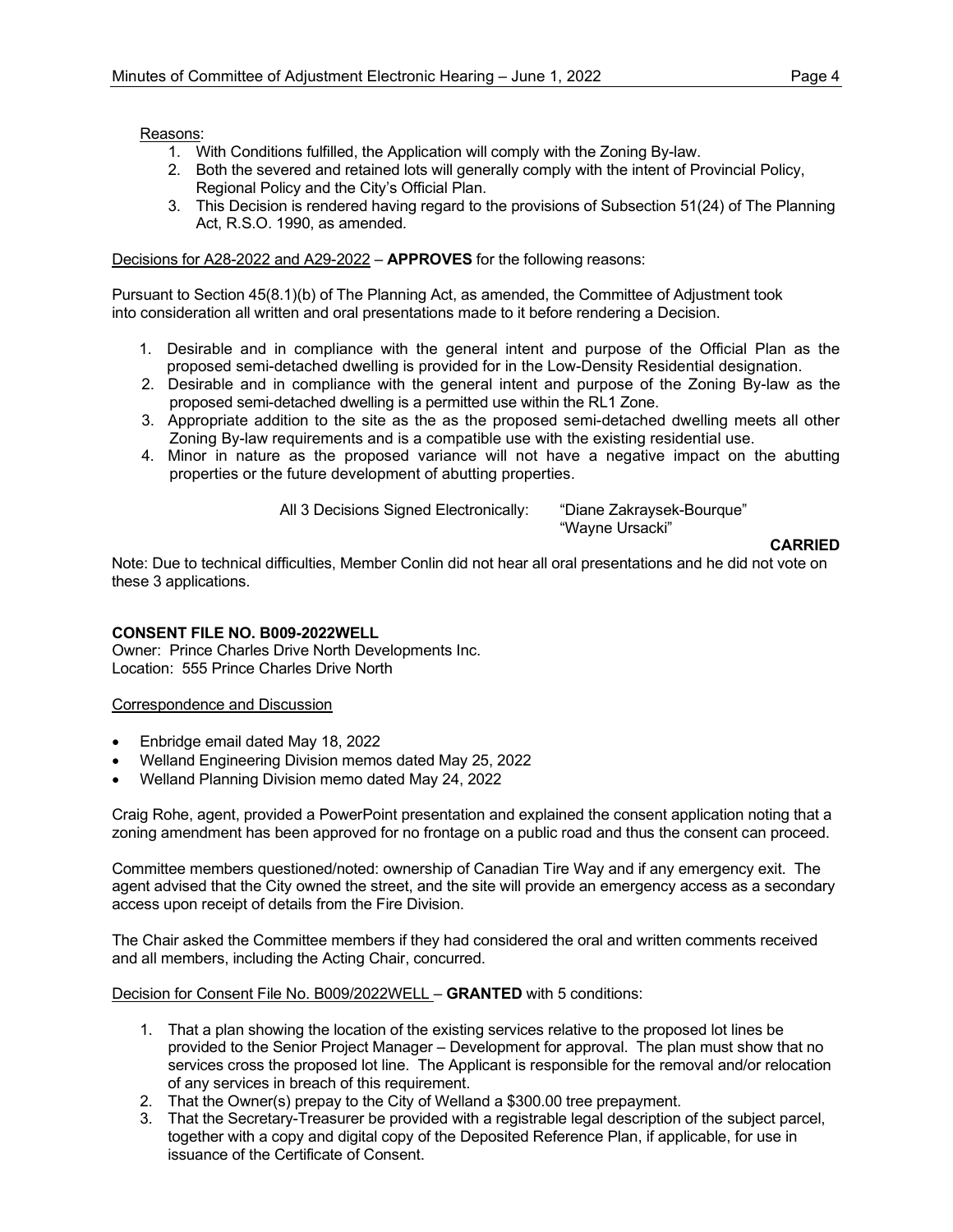Reasons:

1. With Conditions fulfilled, the Application will comply with the Zoning By-law.
2. Both the severed and retained lots will generally comply with the intent of Provincial Policy, Regional Policy and the City's Official Plan.
3. This Decision is rendered having regard to the provisions of Subsection 51(24) of The Planning Act, R.S.O. 1990, as amended.

Decisions for A28-2022 and A29-2022 – **APPROVES** for the following reasons:

Pursuant to Section 45(8.1)(b) of The Planning Act, as amended, the Committee of Adjustment took into consideration all written and oral presentations made to it before rendering a Decision.

1. Desirable and in compliance with the general intent and purpose of the Official Plan as the proposed semi-detached dwelling is provided for in the Low-Density Residential designation.
2. Desirable and in compliance with the general intent and purpose of the Zoning By-law as the proposed semi-detached dwelling is a permitted use within the RL1 Zone.
3. Appropriate addition to the site as the as the proposed semi-detached dwelling meets all other Zoning By-law requirements and is a compatible use with the existing residential use.
4. Minor in nature as the proposed variance will not have a negative impact on the abutting properties or the future development of abutting properties.

All 3 Decisions Signed Electronically: "Diane Zakraysek-Bourque"
"Wayne Ursacki"

**CARRIED**

Note: Due to technical difficulties, Member Conlin did not hear all oral presentations and he did not vote on these 3 applications.

**CONSENT FILE NO. B009-2022WELL**
Owner: Prince Charles Drive North Developments Inc.
Location: 555 Prince Charles Drive North

Correspondence and Discussion

- Enbridge email dated May 18, 2022
- Welland Engineering Division memos dated May 25, 2022
- Welland Planning Division memo dated May 24, 2022

Craig Rohe, agent, provided a PowerPoint presentation and explained the consent application noting that a zoning amendment has been approved for no frontage on a public road and thus the consent can proceed.

Committee members questioned/noted: ownership of Canadian Tire Way and if any emergency exit. The agent advised that the City owned the street, and the site will provide an emergency access as a secondary access upon receipt of details from the Fire Division.

The Chair asked the Committee members if they had considered the oral and written comments received and all members, including the Acting Chair, concurred.

Decision for Consent File No. B009/2022WELL – **GRANTED** with 5 conditions:

1. That a plan showing the location of the existing services relative to the proposed lot lines be provided to the Senior Project Manager – Development for approval. The plan must show that no services cross the proposed lot line. The Applicant is responsible for the removal and/or relocation of any services in breach of this requirement.
2. That the Owner(s) prepay to the City of Welland a $300.00 tree prepayment.
3. That the Secretary-Treasurer be provided with a registrable legal description of the subject parcel, together with a copy and digital copy of the Deposited Reference Plan, if applicable, for use in issuance of the Certificate of Consent.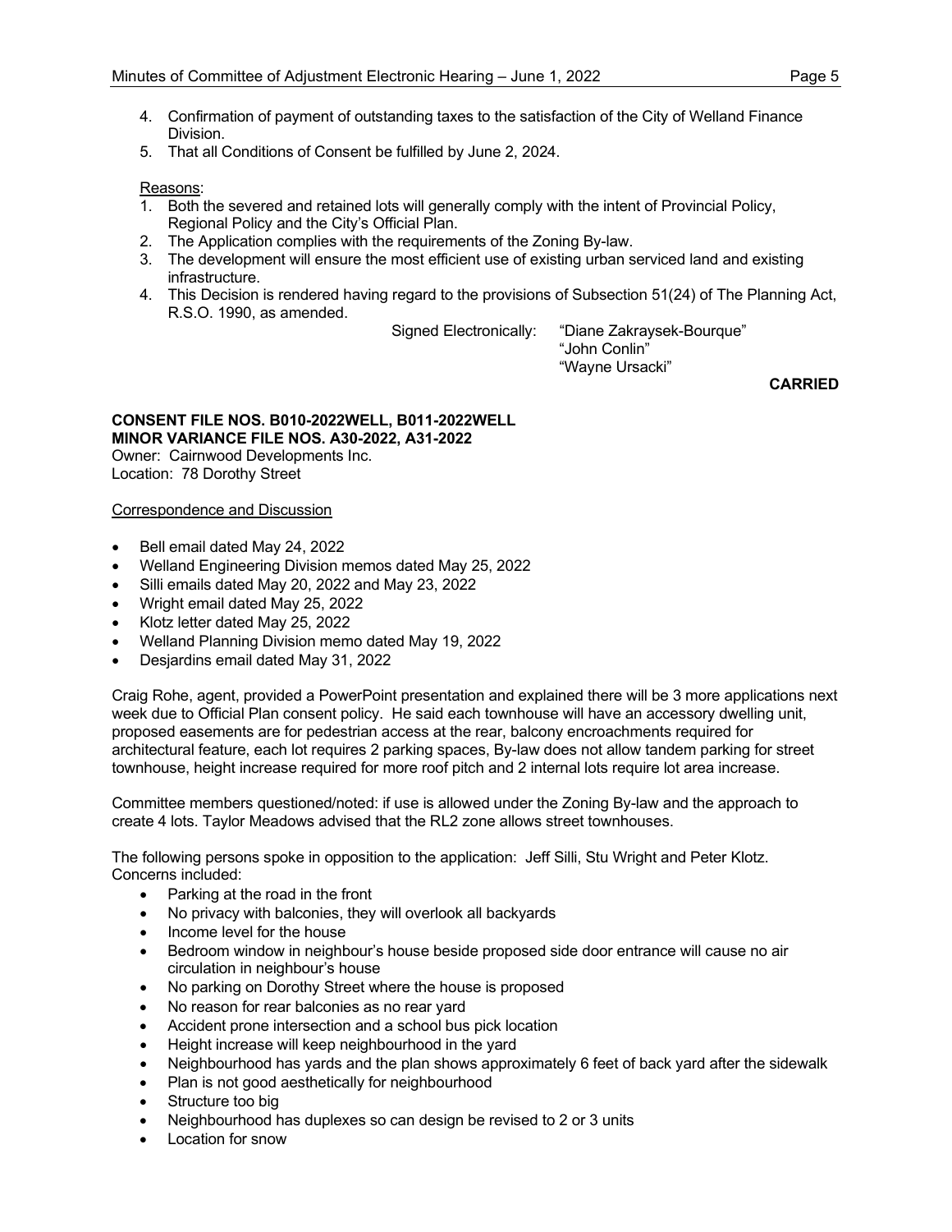4. Confirmation of payment of outstanding taxes to the satisfaction of the City of Welland Finance Division.
5. That all Conditions of Consent be fulfilled by June 2, 2024.

Reasons:

1. Both the severed and retained lots will generally comply with the intent of Provincial Policy, Regional Policy and the City's Official Plan.
2. The Application complies with the requirements of the Zoning By-law.
3. The development will ensure the most efficient use of existing urban serviced land and existing infrastructure.
4. This Decision is rendered having regard to the provisions of Subsection 51(24) of The Planning Act, R.S.O. 1990, as amended.

Signed Electronically: "Diane Zakraysek-Bourque"
"John Conlin"
"Wayne Ursacki"

**CARRIED**

**CONSENT FILE NOS. B010-2022WELL, B011-2022WELL**
**MINOR VARIANCE FILE NOS. A30-2022, A31-2022**
Owner: Cairnwood Developments Inc.
Location: 78 Dorothy Street

Correspondence and Discussion

- Bell email dated May 24, 2022
- Welland Engineering Division memos dated May 25, 2022
- Silli emails dated May 20, 2022 and May 23, 2022
- Wright email dated May 25, 2022
- Klotz letter dated May 25, 2022
- Welland Planning Division memo dated May 19, 2022
- Desjardins email dated May 31, 2022

Craig Rohe, agent, provided a PowerPoint presentation and explained there will be 3 more applications next week due to Official Plan consent policy. He said each townhouse will have an accessory dwelling unit, proposed easements are for pedestrian access at the rear, balcony encroachments required for architectural feature, each lot requires 2 parking spaces, By-law does not allow tandem parking for street townhouse, height increase required for more roof pitch and 2 internal lots require lot area increase.

Committee members questioned/noted: if use is allowed under the Zoning By-law and the approach to create 4 lots. Taylor Meadows advised that the RL2 zone allows street townhouses.

The following persons spoke in opposition to the application: Jeff Silli, Stu Wright and Peter Klotz. Concerns included:

- Parking at the road in the front
- No privacy with balconies, they will overlook all backyards
- Income level for the house
- Bedroom window in neighbour's house beside proposed side door entrance will cause no air circulation in neighbour's house
- No parking on Dorothy Street where the house is proposed
- No reason for rear balconies as no rear yard
- Accident prone intersection and a school bus pick location
- Height increase will keep neighbourhood in the yard
- Neighbourhood has yards and the plan shows approximately 6 feet of back yard after the sidewalk
- Plan is not good aesthetically for neighbourhood
- Structure too big
- Neighbourhood has duplexes so can design be revised to 2 or 3 units
- Location for snow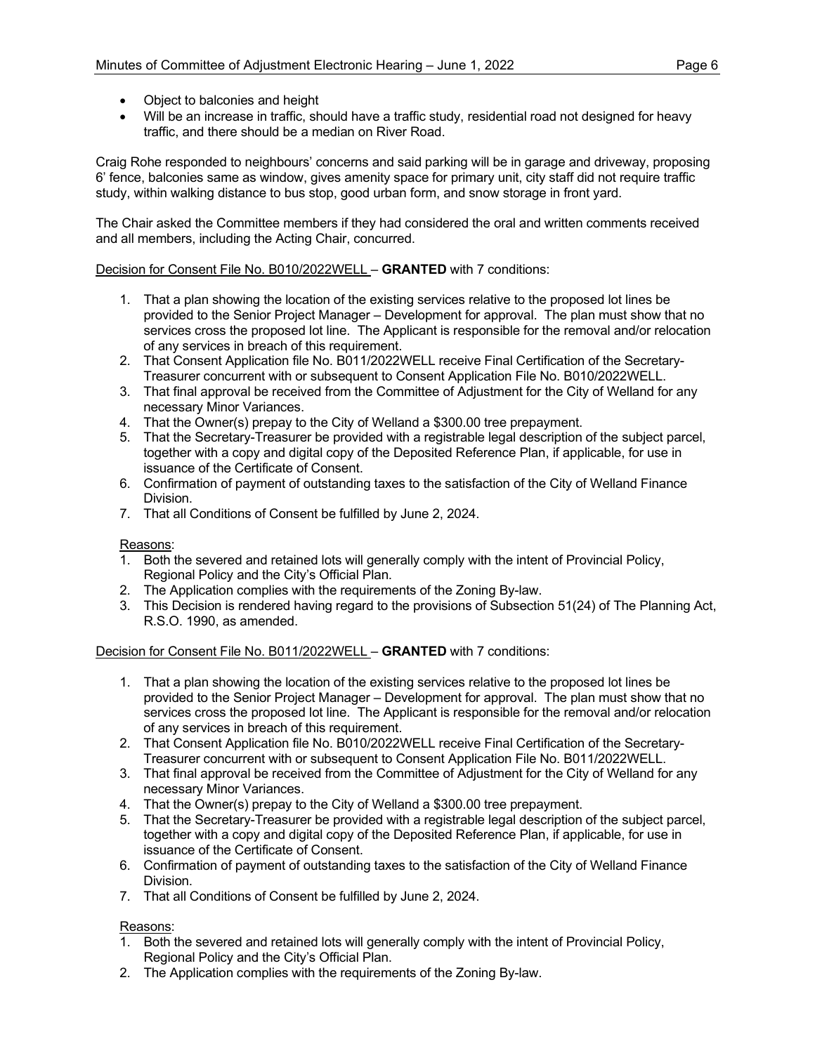- Object to balconies and height
- Will be an increase in traffic, should have a traffic study, residential road not designed for heavy traffic, and there should be a median on River Road.

Craig Rohe responded to neighbours' concerns and said parking will be in garage and driveway, proposing 6' fence, balconies same as window, gives amenity space for primary unit, city staff did not require traffic study, within walking distance to bus stop, good urban form, and snow storage in front yard.

The Chair asked the Committee members if they had considered the oral and written comments received and all members, including the Acting Chair, concurred.

Decision for Consent File No. B010/2022WELL – **GRANTED** with 7 conditions:

1. That a plan showing the location of the existing services relative to the proposed lot lines be provided to the Senior Project Manager – Development for approval. The plan must show that no services cross the proposed lot line. The Applicant is responsible for the removal and/or relocation of any services in breach of this requirement.
2. That Consent Application file No. B011/2022WELL receive Final Certification of the Secretary-Treasurer concurrent with or subsequent to Consent Application File No. B010/2022WELL.
3. That final approval be received from the Committee of Adjustment for the City of Welland for any necessary Minor Variances.
4. That the Owner(s) prepay to the City of Welland a $300.00 tree prepayment.
5. That the Secretary-Treasurer be provided with a registrable legal description of the subject parcel, together with a copy and digital copy of the Deposited Reference Plan, if applicable, for use in issuance of the Certificate of Consent.
6. Confirmation of payment of outstanding taxes to the satisfaction of the City of Welland Finance Division.
7. That all Conditions of Consent be fulfilled by June 2, 2024.

Reasons:

1. Both the severed and retained lots will generally comply with the intent of Provincial Policy, Regional Policy and the City's Official Plan.
2. The Application complies with the requirements of the Zoning By-law.
3. This Decision is rendered having regard to the provisions of Subsection 51(24) of The Planning Act, R.S.O. 1990, as amended.

Decision for Consent File No. B011/2022WELL – **GRANTED** with 7 conditions:

1. That a plan showing the location of the existing services relative to the proposed lot lines be provided to the Senior Project Manager – Development for approval. The plan must show that no services cross the proposed lot line. The Applicant is responsible for the removal and/or relocation of any services in breach of this requirement.
2. That Consent Application file No. B010/2022WELL receive Final Certification of the Secretary-Treasurer concurrent with or subsequent to Consent Application File No. B011/2022WELL.
3. That final approval be received from the Committee of Adjustment for the City of Welland for any necessary Minor Variances.
4. That the Owner(s) prepay to the City of Welland a $300.00 tree prepayment.
5. That the Secretary-Treasurer be provided with a registrable legal description of the subject parcel, together with a copy and digital copy of the Deposited Reference Plan, if applicable, for use in issuance of the Certificate of Consent.
6. Confirmation of payment of outstanding taxes to the satisfaction of the City of Welland Finance Division.
7. That all Conditions of Consent be fulfilled by June 2, 2024.

Reasons:

1. Both the severed and retained lots will generally comply with the intent of Provincial Policy, Regional Policy and the City's Official Plan.
2. The Application complies with the requirements of the Zoning By-law.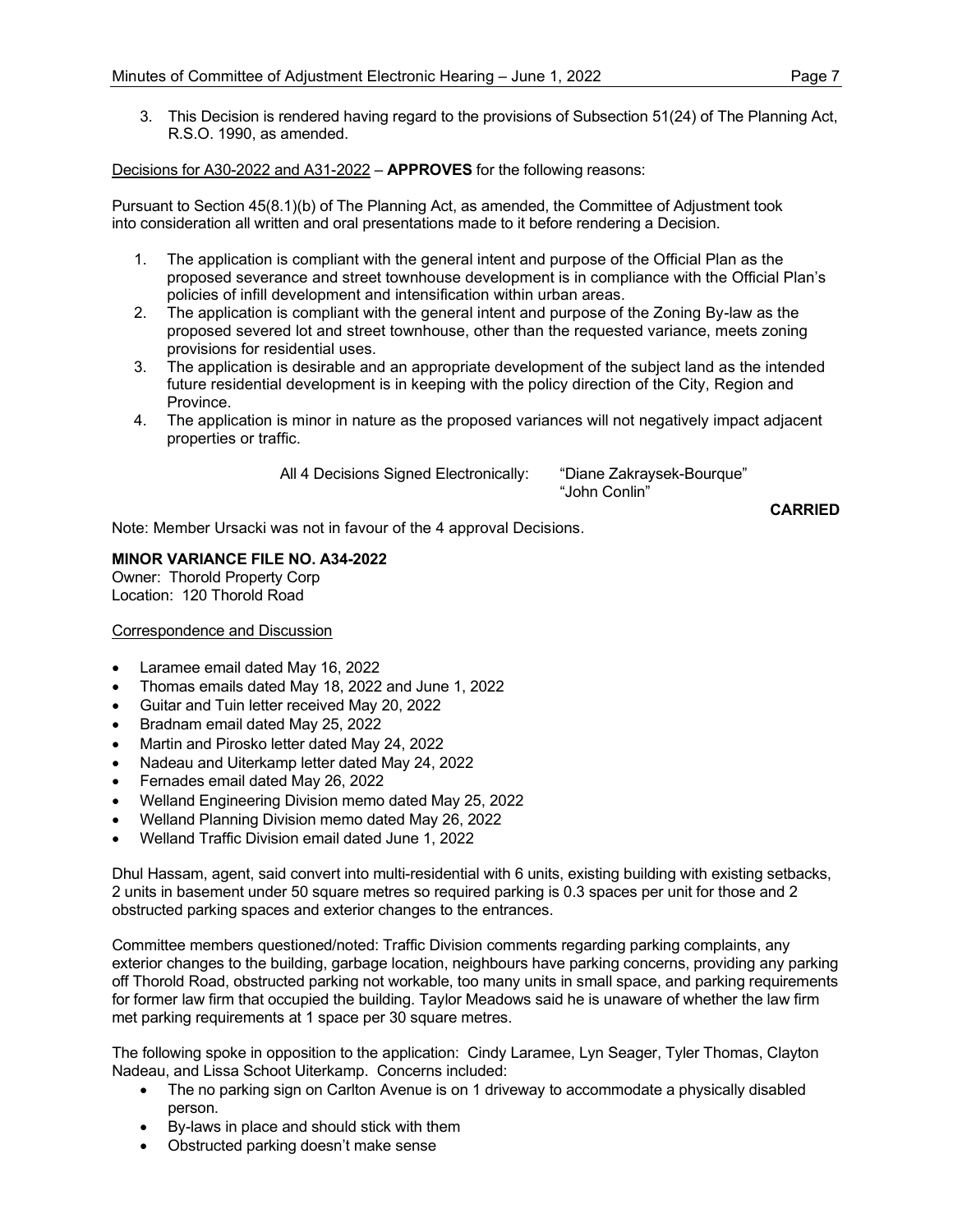3. This Decision is rendered having regard to the provisions of Subsection 51(24) of The Planning Act, R.S.O. 1990, as amended.

Decisions for A30-2022 and A31-2022 – **APPROVES** for the following reasons:

Pursuant to Section 45(8.1)(b) of The Planning Act, as amended, the Committee of Adjustment took into consideration all written and oral presentations made to it before rendering a Decision.

1. The application is compliant with the general intent and purpose of the Official Plan as the proposed severance and street townhouse development is in compliance with the Official Plan's policies of infill development and intensification within urban areas.
2. The application is compliant with the general intent and purpose of the Zoning By-law as the proposed severed lot and street townhouse, other than the requested variance, meets zoning provisions for residential uses.
3. The application is desirable and an appropriate development of the subject land as the intended future residential development is in keeping with the policy direction of the City, Region and Province.
4. The application is minor in nature as the proposed variances will not negatively impact adjacent properties or traffic.

All 4 Decisions Signed Electronically: "Diane Zakraysek-Bourque"
"John Conlin"

**CARRIED**

Note: Member Ursacki was not in favour of the 4 approval Decisions.

**MINOR VARIANCE FILE NO. A34-2022**
Owner: Thorold Property Corp
Location: 120 Thorold Road

Correspondence and Discussion

- Laramee email dated May 16, 2022
- Thomas emails dated May 18, 2022 and June 1, 2022
- Guitar and Tuin letter received May 20, 2022
- Bradnam email dated May 25, 2022
- Martin and Pirosko letter dated May 24, 2022
- Nadeau and Uiterkamp letter dated May 24, 2022
- Fernades email dated May 26, 2022
- Welland Engineering Division memo dated May 25, 2022
- Welland Planning Division memo dated May 26, 2022
- Welland Traffic Division email dated June 1, 2022

Dhul Hassam, agent, said convert into multi-residential with 6 units, existing building with existing setbacks, 2 units in basement under 50 square metres so required parking is 0.3 spaces per unit for those and 2 obstructed parking spaces and exterior changes to the entrances.

Committee members questioned/noted: Traffic Division comments regarding parking complaints, any exterior changes to the building, garbage location, neighbours have parking concerns, providing any parking off Thorold Road, obstructed parking not workable, too many units in small space, and parking requirements for former law firm that occupied the building. Taylor Meadows said he is unaware of whether the law firm met parking requirements at 1 space per 30 square metres.

The following spoke in opposition to the application: Cindy Laramee, Lyn Seager, Tyler Thomas, Clayton Nadeau, and Lissa Schoot Uiterkamp. Concerns included:

- The no parking sign on Carlton Avenue is on 1 driveway to accommodate a physically disabled person.
- By-laws in place and should stick with them
- Obstructed parking doesn't make sense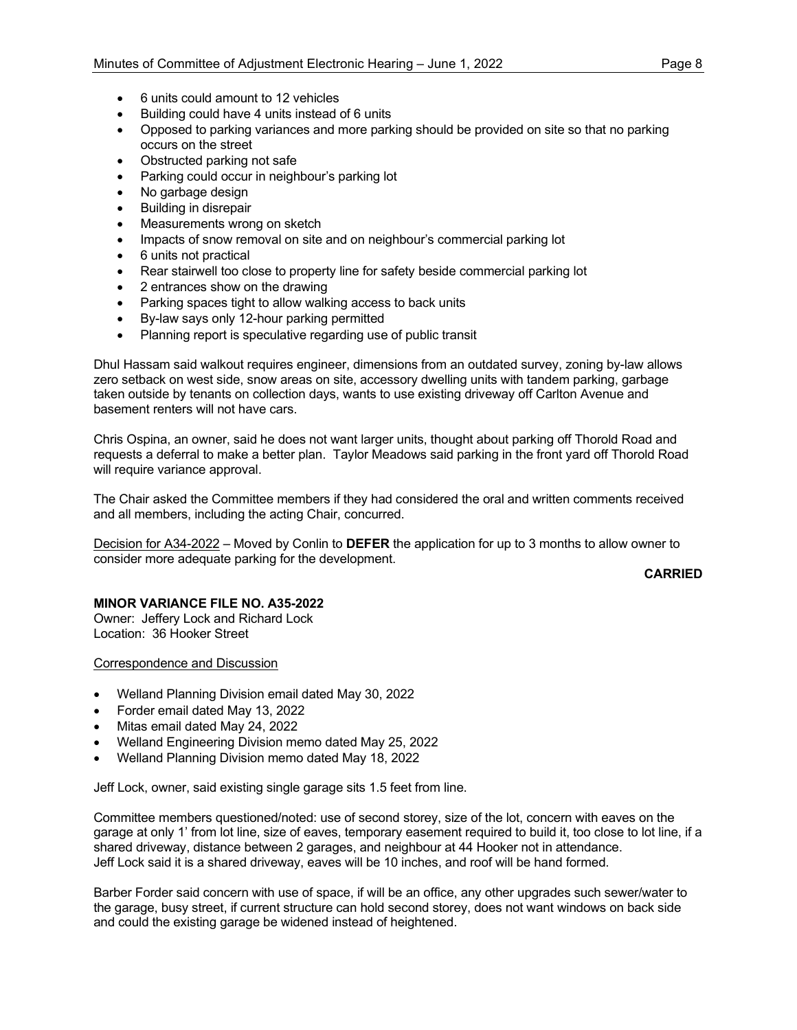- 6 units could amount to 12 vehicles
- Building could have 4 units instead of 6 units
- Opposed to parking variances and more parking should be provided on site so that no parking occurs on the street
- Obstructed parking not safe
- Parking could occur in neighbour's parking lot
- No garbage design
- Building in disrepair
- Measurements wrong on sketch
- Impacts of snow removal on site and on neighbour's commercial parking lot
- 6 units not practical
- Rear stairwell too close to property line for safety beside commercial parking lot
- 2 entrances show on the drawing
- Parking spaces tight to allow walking access to back units
- By-law says only 12-hour parking permitted
- Planning report is speculative regarding use of public transit

Dhul Hassam said walkout requires engineer, dimensions from an outdated survey, zoning by-law allows zero setback on west side, snow areas on site, accessory dwelling units with tandem parking, garbage taken outside by tenants on collection days, wants to use existing driveway off Carlton Avenue and basement renters will not have cars.

Chris Ospina, an owner, said he does not want larger units, thought about parking off Thorold Road and requests a deferral to make a better plan. Taylor Meadows said parking in the front yard off Thorold Road will require variance approval.

The Chair asked the Committee members if they had considered the oral and written comments received and all members, including the acting Chair, concurred.

Decision for A34-2022 – Moved by Conlin to **DEFER** the application for up to 3 months to allow owner to consider more adequate parking for the development.

**CARRIED**

**MINOR VARIANCE FILE NO. A35-2022**
Owner: Jeffery Lock and Richard Lock
Location: 36 Hooker Street

Correspondence and Discussion

- Welland Planning Division email dated May 30, 2022
- Forder email dated May 13, 2022
- Mitas email dated May 24, 2022
- Welland Engineering Division memo dated May 25, 2022
- Welland Planning Division memo dated May 18, 2022

Jeff Lock, owner, said existing single garage sits 1.5 feet from line.

Committee members questioned/noted: use of second storey, size of the lot, concern with eaves on the garage at only 1' from lot line, size of eaves, temporary easement required to build it, too close to lot line, if a shared driveway, distance between 2 garages, and neighbour at 44 Hooker not in attendance.
Jeff Lock said it is a shared driveway, eaves will be 10 inches, and roof will be hand formed.

Barber Forder said concern with use of space, if will be an office, any other upgrades such sewer/water to the garage, busy street, if current structure can hold second storey, does not want windows on back side and could the existing garage be widened instead of heightened.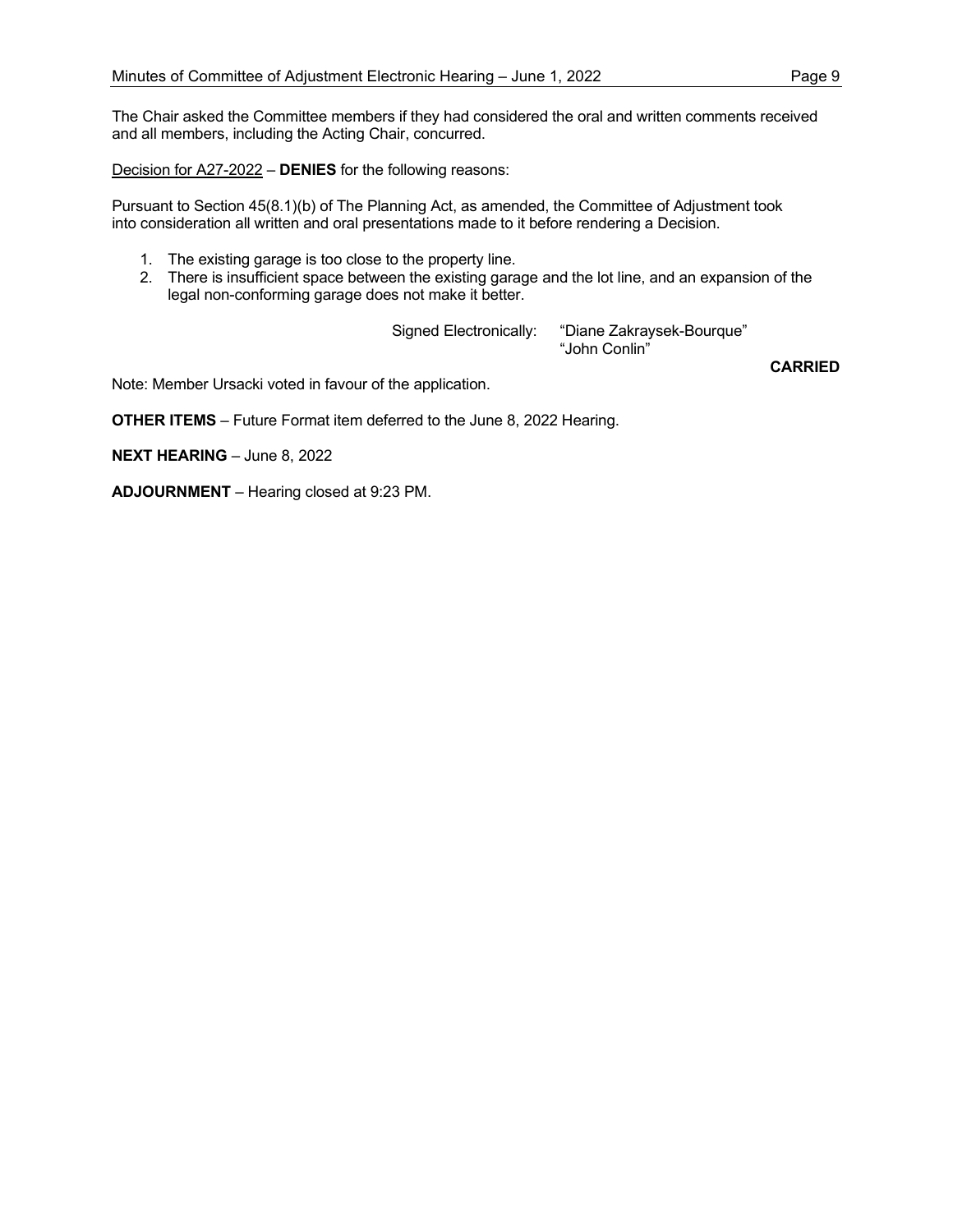The Chair asked the Committee members if they had considered the oral and written comments received and all members, including the Acting Chair, concurred.

<u>Decision for A27-2022</u> – **DENIES** for the following reasons:

Pursuant to Section 45(8.1)(b) of The Planning Act, as amended, the Committee of Adjustment took into consideration all written and oral presentations made to it before rendering a Decision.

1. The existing garage is too close to the property line.
2. There is insufficient space between the existing garage and the lot line, and an expansion of the legal non-conforming garage does not make it better.

Signed Electronically: "Diane Zakraysek-Bourque"
"John Conlin"

**CARRIED**

Note: Member Ursacki voted in favour of the application.

**OTHER ITEMS** – Future Format item deferred to the June 8, 2022 Hearing.

**NEXT HEARING** – June 8, 2022

**ADJOURNMENT** – Hearing closed at 9:23 PM.